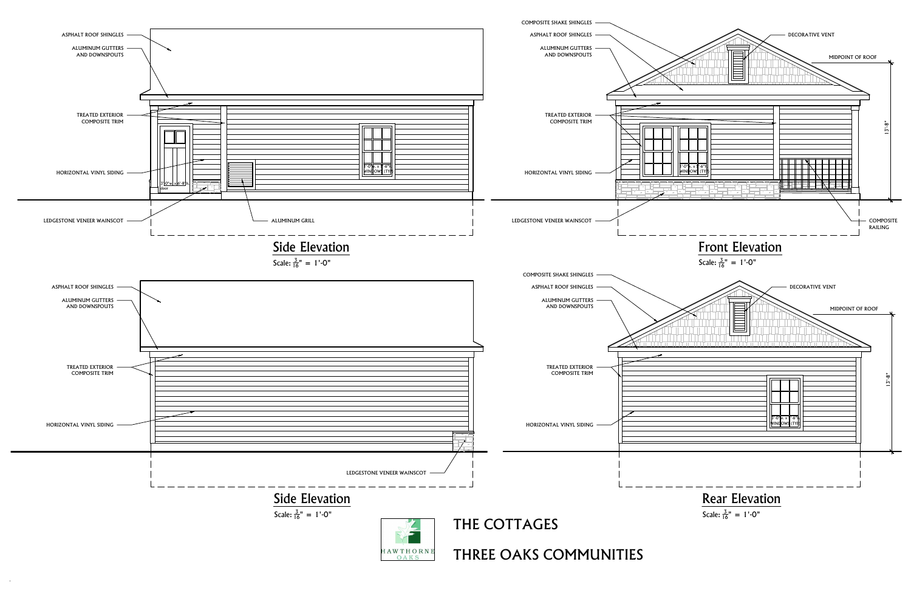## Side Elevation

Scale: 3/16" = 1'-0"

- ASPHALT ROOF SHINGLES
- ALUMINUM GUTTERS AND DOWNSPOUTS
- TREATED EXTERIOR COMPOSITE TRIM
- HORIZONTAL VINYL SIDING
- LEDGESTONE VENEER WAINSCOT
- ALUMINUM GRILL
- 3'-0"w. x 6'-8"h. door
- 3'-0"w. x 5'-6"h. WINDOWS (TYP)

## Front Elevation

Scale: 3/16" = 1'-0"

- COMPOSITE SHAKE SHINGLES
- ASPHALT ROOF SHINGLES
- ALUMINUM GUTTERS AND DOWNSPOUTS
- TREATED EXTERIOR COMPOSITE TRIM
- HORIZONTAL VINYL SIDING
- LEDGESTONE VENEER WAINSCOT
- DECORATIVE VENT
- MIDPOINT OF ROOF
- COMPOSITE RAILING
- 3'-0"w. x 5'-6"h. WINDOWS (TYP)
- 13'-8"

## Side Elevation

Scale: 3/16" = 1'-0"

- ASPHALT ROOF SHINGLES
- ALUMINUM GUTTERS AND DOWNSPOUTS
- TREATED EXTERIOR COMPOSITE TRIM
- HORIZONTAL VINYL SIDING
- LEDGESTONE VENEER WAINSCOT

## Rear Elevation

Scale: 3/16" = 1'-0"

- COMPOSITE SHAKE SHINGLES
- ASPHALT ROOF SHINGLES
- ALUMINUM GUTTERS AND DOWNSPOUTS
- TREATED EXTERIOR COMPOSITE TRIM
- HORIZONTAL VINYL SIDING
- DECORATIVE VENT
- MIDPOINT OF ROOF
- 3'-0"w. x 5'-6"h. WINDOWS (TYP)
- 13'-8"

HAWTHORNE OAKS

# THE COTTAGES

# THREE OAKS COMMUNITIES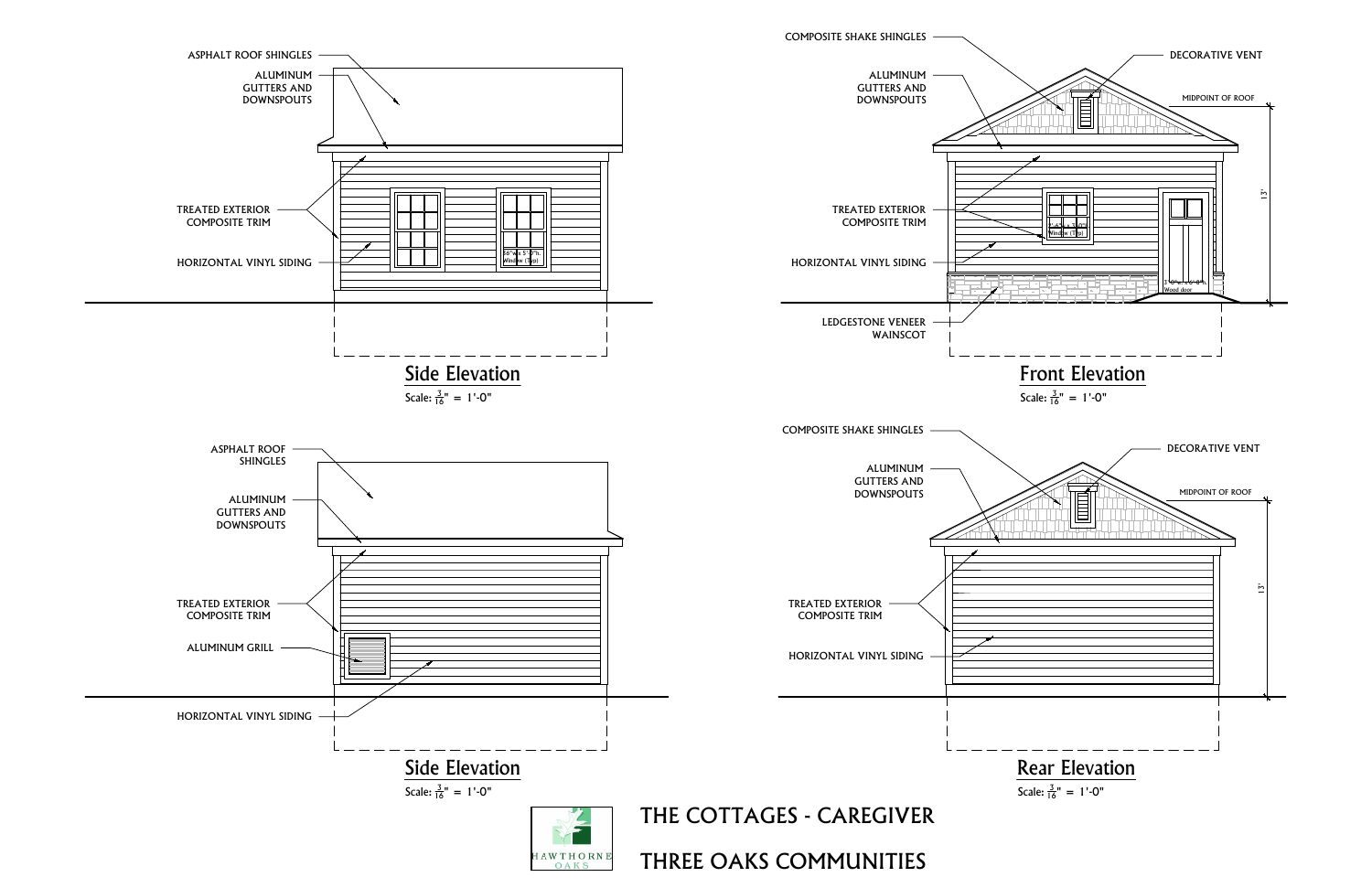ASPHALT ROOF SHINGLES

ALUMINUM GUTTERS AND DOWNSPOUTS

TREATED EXTERIOR COMPOSITE TRIM

HORIZONTAL VINYL SIDING

3'-0" x 5'-0"h. Window (Typ)

## Side Elevation

Scale: $\frac{3}{16}$" = 1'-0"

COMPOSITE SHAKE SHINGLES

DECORATIVE VENT

ALUMINUM GUTTERS AND DOWNSPOUTS

MIDPOINT OF ROOF

13'

TREATED EXTERIOR COMPOSITE TRIM

HORIZONTAL VINYL SIDING

2'-6" x 3'-0"h. Window (Typ)

3'-0" x 6'-8" Wood door

LEDGESTONE VENEER WAINSCOT

## Front Elevation

Scale: $\frac{3}{16}$" = 1'-0"

ASPHALT ROOF SHINGLES

ALUMINUM GUTTERS AND DOWNSPOUTS

TREATED EXTERIOR COMPOSITE TRIM

ALUMINUM GRILL

HORIZONTAL VINYL SIDING

## Side Elevation

Scale: $\frac{3}{16}$" = 1'-0"

COMPOSITE SHAKE SHINGLES

DECORATIVE VENT

ALUMINUM GUTTERS AND DOWNSPOUTS

MIDPOINT OF ROOF

13'

TREATED EXTERIOR COMPOSITE TRIM

HORIZONTAL VINYL SIDING

## Rear Elevation

Scale: $\frac{3}{16}$" = 1'-0"

HAWTHORNE OAKS

# THE COTTAGES - CAREGIVER

# THREE OAKS COMMUNITIES